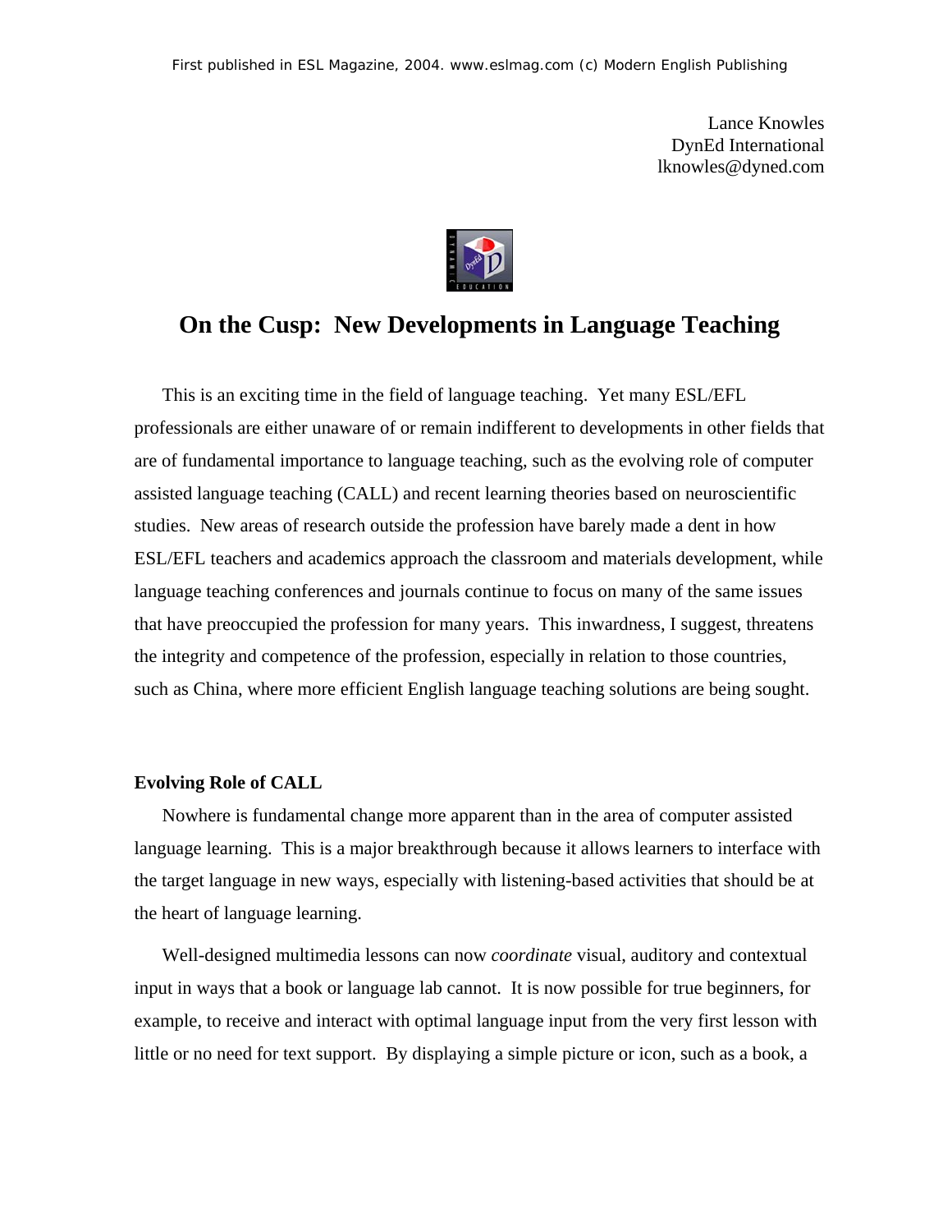First published in ESL Magazine, 2004. www.eslmag.com (c) Modern English Publishing

Lance Knowles
DynEd International
lknowles@dyned.com

# On the Cusp: New Developments in Language Teaching

This is an exciting time in the field of language teaching. Yet many ESL/EFL professionals are either unaware of or remain indifferent to developments in other fields that are of fundamental importance to language teaching, such as the evolving role of computer assisted language teaching (CALL) and recent learning theories based on neuroscientific studies. New areas of research outside the profession have barely made a dent in how ESL/EFL teachers and academics approach the classroom and materials development, while language teaching conferences and journals continue to focus on many of the same issues that have preoccupied the profession for many years. This inwardness, I suggest, threatens the integrity and competence of the profession, especially in relation to those countries, such as China, where more efficient English language teaching solutions are being sought.

### Evolving Role of CALL

Nowhere is fundamental change more apparent than in the area of computer assisted language learning. This is a major breakthrough because it allows learners to interface with the target language in new ways, especially with listening-based activities that should be at the heart of language learning.

Well-designed multimedia lessons can now *coordinate* visual, auditory and contextual input in ways that a book or language lab cannot. It is now possible for true beginners, for example, to receive and interact with optimal language input from the very first lesson with little or no need for text support. By displaying a simple picture or icon, such as a book, a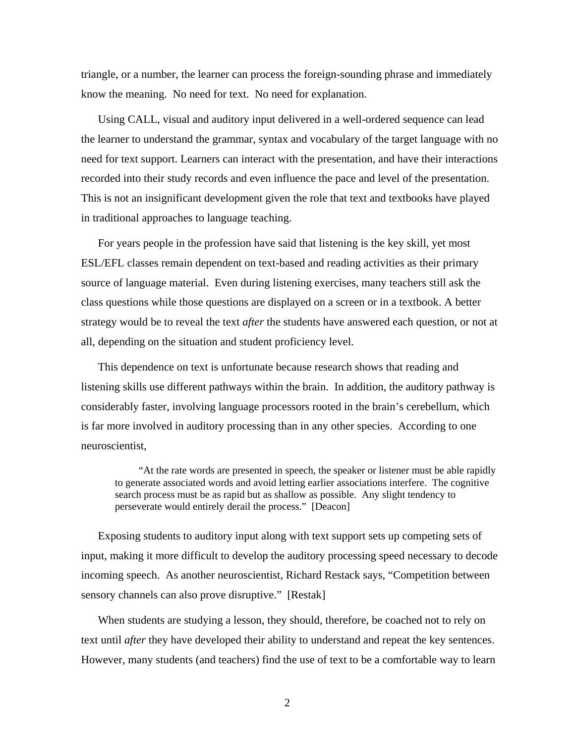triangle, or a number, the learner can process the foreign-sounding phrase and immediately know the meaning. No need for text. No need for explanation.

Using CALL, visual and auditory input delivered in a well-ordered sequence can lead the learner to understand the grammar, syntax and vocabulary of the target language with no need for text support. Learners can interact with the presentation, and have their interactions recorded into their study records and even influence the pace and level of the presentation. This is not an insignificant development given the role that text and textbooks have played in traditional approaches to language teaching.

For years people in the profession have said that listening is the key skill, yet most ESL/EFL classes remain dependent on text-based and reading activities as their primary source of language material. Even during listening exercises, many teachers still ask the class questions while those questions are displayed on a screen or in a textbook. A better strategy would be to reveal the text *after* the students have answered each question, or not at all, depending on the situation and student proficiency level.

This dependence on text is unfortunate because research shows that reading and listening skills use different pathways within the brain. In addition, the auditory pathway is considerably faster, involving language processors rooted in the brain's cerebellum, which is far more involved in auditory processing than in any other species. According to one neuroscientist,

> "At the rate words are presented in speech, the speaker or listener must be able rapidly to generate associated words and avoid letting earlier associations interfere. The cognitive search process must be as rapid but as shallow as possible. Any slight tendency to perseverate would entirely derail the process." [Deacon]

Exposing students to auditory input along with text support sets up competing sets of input, making it more difficult to develop the auditory processing speed necessary to decode incoming speech. As another neuroscientist, Richard Restack says, "Competition between sensory channels can also prove disruptive." [Restak]

When students are studying a lesson, they should, therefore, be coached not to rely on text until *after* they have developed their ability to understand and repeat the key sentences. However, many students (and teachers) find the use of text to be a comfortable way to learn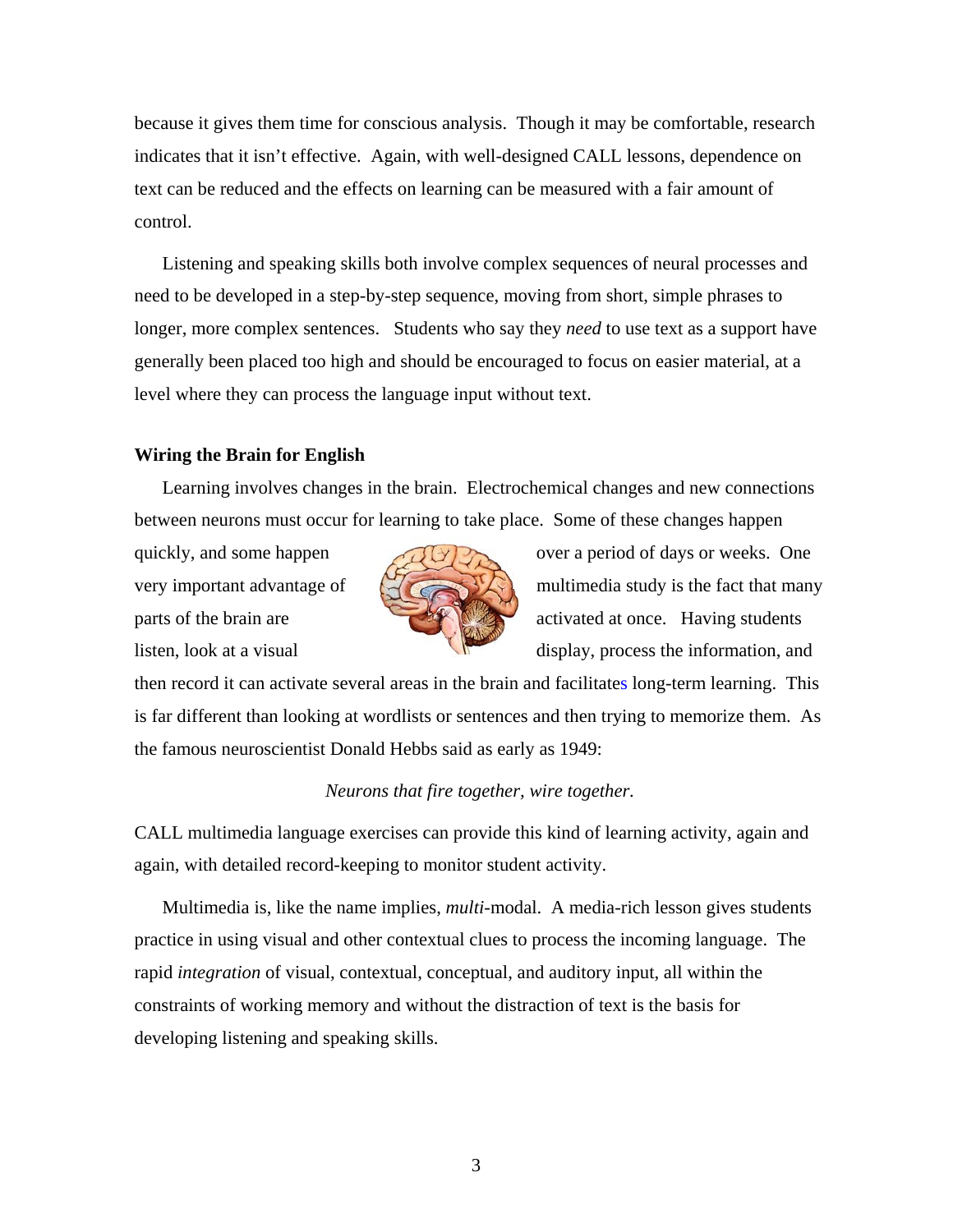because it gives them time for conscious analysis. Though it may be comfortable, research indicates that it isn't effective. Again, with well-designed CALL lessons, dependence on text can be reduced and the effects on learning can be measured with a fair amount of control.

Listening and speaking skills both involve complex sequences of neural processes and need to be developed in a step-by-step sequence, moving from short, simple phrases to longer, more complex sentences. Students who say they *need* to use text as a support have generally been placed too high and should be encouraged to focus on easier material, at a level where they can process the language input without text.

**Wiring the Brain for English**

Learning involves changes in the brain. Electrochemical changes and new connections between neurons must occur for learning to take place. Some of these changes happen quickly, and some happen over a period of days or weeks. One very important advantage of multimedia study is the fact that many parts of the brain are activated at once. Having students listen, look at a visual display, process the information, and then record it can activate several areas in the brain and facilitates long-term learning. This is far different than looking at wordlists or sentences and then trying to memorize them. As the famous neuroscientist Donald Hebbs said as early as 1949:

*Neurons that fire together, wire together.*

CALL multimedia language exercises can provide this kind of learning activity, again and again, with detailed record-keeping to monitor student activity.

Multimedia is, like the name implies, *multi*-modal. A media-rich lesson gives students practice in using visual and other contextual clues to process the incoming language. The rapid *integration* of visual, contextual, conceptual, and auditory input, all within the constraints of working memory and without the distraction of text is the basis for developing listening and speaking skills.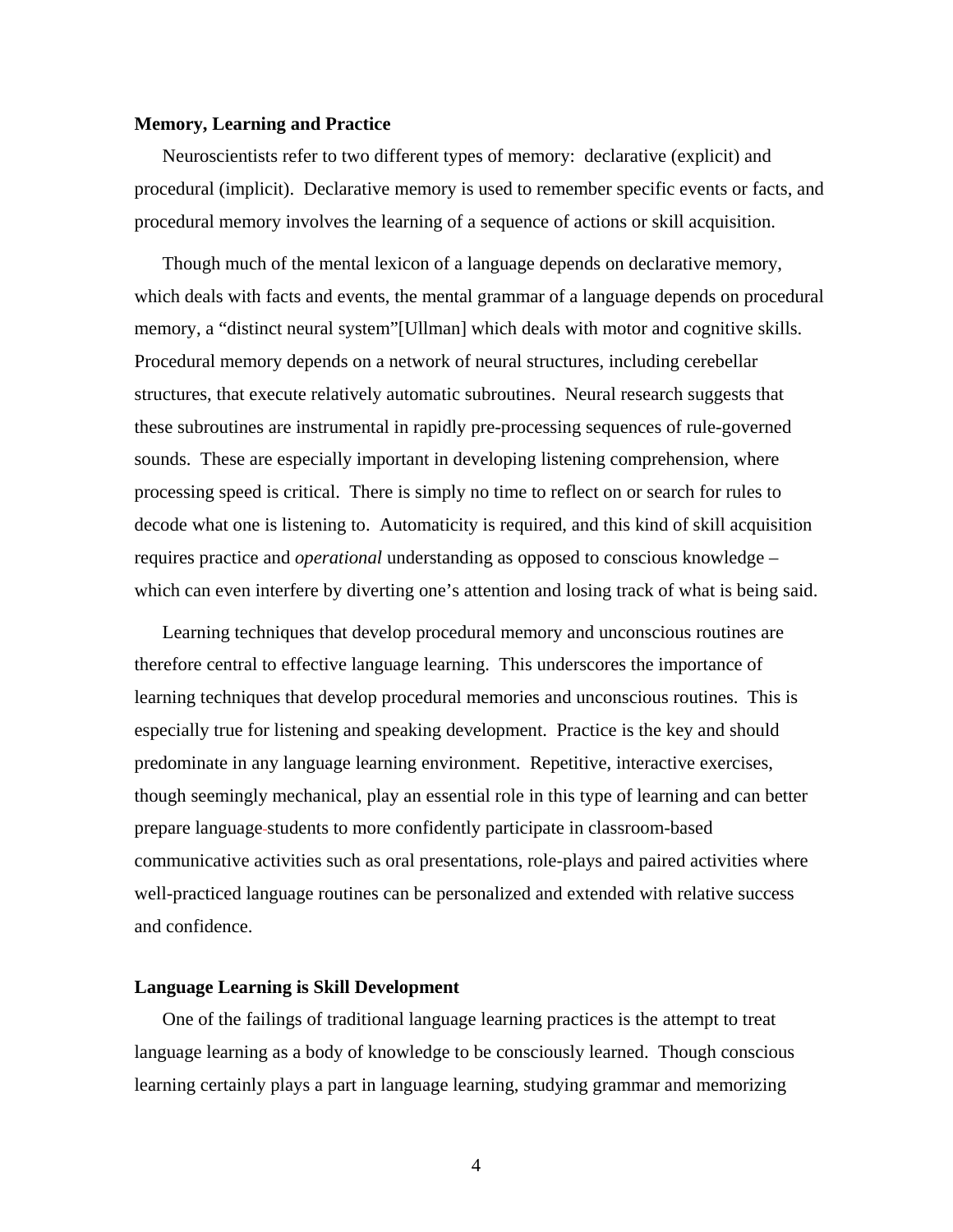**Memory, Learning and Practice**

Neuroscientists refer to two different types of memory: declarative (explicit) and procedural (implicit). Declarative memory is used to remember specific events or facts, and procedural memory involves the learning of a sequence of actions or skill acquisition.

Though much of the mental lexicon of a language depends on declarative memory, which deals with facts and events, the mental grammar of a language depends on procedural memory, a "distinct neural system"[Ullman] which deals with motor and cognitive skills. Procedural memory depends on a network of neural structures, including cerebellar structures, that execute relatively automatic subroutines. Neural research suggests that these subroutines are instrumental in rapidly pre-processing sequences of rule-governed sounds. These are especially important in developing listening comprehension, where processing speed is critical. There is simply no time to reflect on or search for rules to decode what one is listening to. Automaticity is required, and this kind of skill acquisition requires practice and *operational* understanding as opposed to conscious knowledge – which can even interfere by diverting one's attention and losing track of what is being said.

Learning techniques that develop procedural memory and unconscious routines are therefore central to effective language learning. This underscores the importance of learning techniques that develop procedural memories and unconscious routines. This is especially true for listening and speaking development. Practice is the key and should predominate in any language learning environment. Repetitive, interactive exercises, though seemingly mechanical, play an essential role in this type of learning and can better prepare language students to more confidently participate in classroom-based communicative activities such as oral presentations, role-plays and paired activities where well-practiced language routines can be personalized and extended with relative success and confidence.

**Language Learning is Skill Development**

One of the failings of traditional language learning practices is the attempt to treat language learning as a body of knowledge to be consciously learned. Though conscious learning certainly plays a part in language learning, studying grammar and memorizing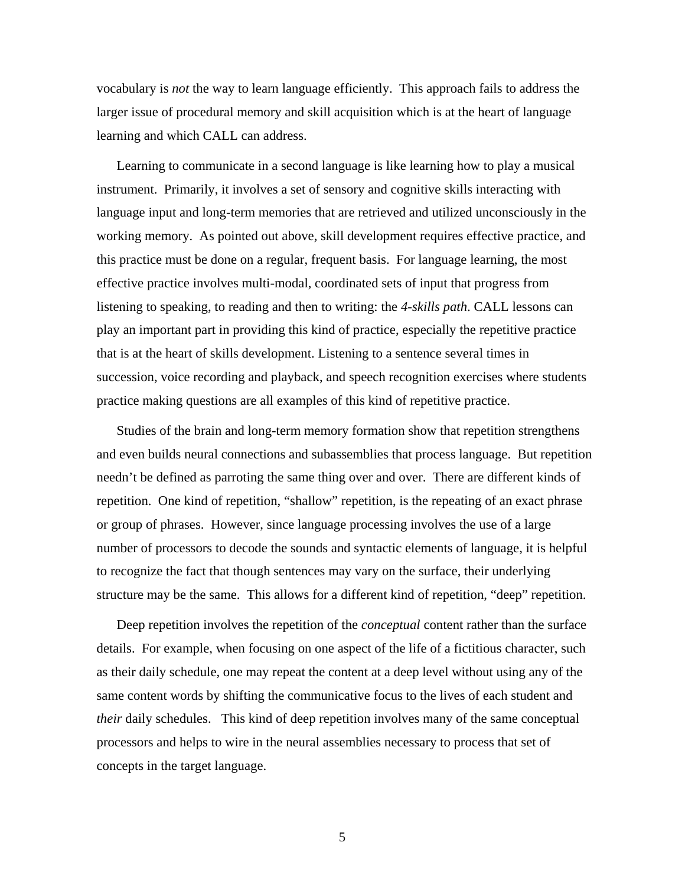vocabulary is *not* the way to learn language efficiently. This approach fails to address the larger issue of procedural memory and skill acquisition which is at the heart of language learning and which CALL can address.

Learning to communicate in a second language is like learning how to play a musical instrument. Primarily, it involves a set of sensory and cognitive skills interacting with language input and long-term memories that are retrieved and utilized unconsciously in the working memory. As pointed out above, skill development requires effective practice, and this practice must be done on a regular, frequent basis. For language learning, the most effective practice involves multi-modal, coordinated sets of input that progress from listening to speaking, to reading and then to writing: the *4-skills path*. CALL lessons can play an important part in providing this kind of practice, especially the repetitive practice that is at the heart of skills development. Listening to a sentence several times in succession, voice recording and playback, and speech recognition exercises where students practice making questions are all examples of this kind of repetitive practice.

Studies of the brain and long-term memory formation show that repetition strengthens and even builds neural connections and subassemblies that process language. But repetition needn't be defined as parroting the same thing over and over. There are different kinds of repetition. One kind of repetition, "shallow" repetition, is the repeating of an exact phrase or group of phrases. However, since language processing involves the use of a large number of processors to decode the sounds and syntactic elements of language, it is helpful to recognize the fact that though sentences may vary on the surface, their underlying structure may be the same. This allows for a different kind of repetition, "deep" repetition.

Deep repetition involves the repetition of the *conceptual* content rather than the surface details. For example, when focusing on one aspect of the life of a fictitious character, such as their daily schedule, one may repeat the content at a deep level without using any of the same content words by shifting the communicative focus to the lives of each student and *their* daily schedules. This kind of deep repetition involves many of the same conceptual processors and helps to wire in the neural assemblies necessary to process that set of concepts in the target language.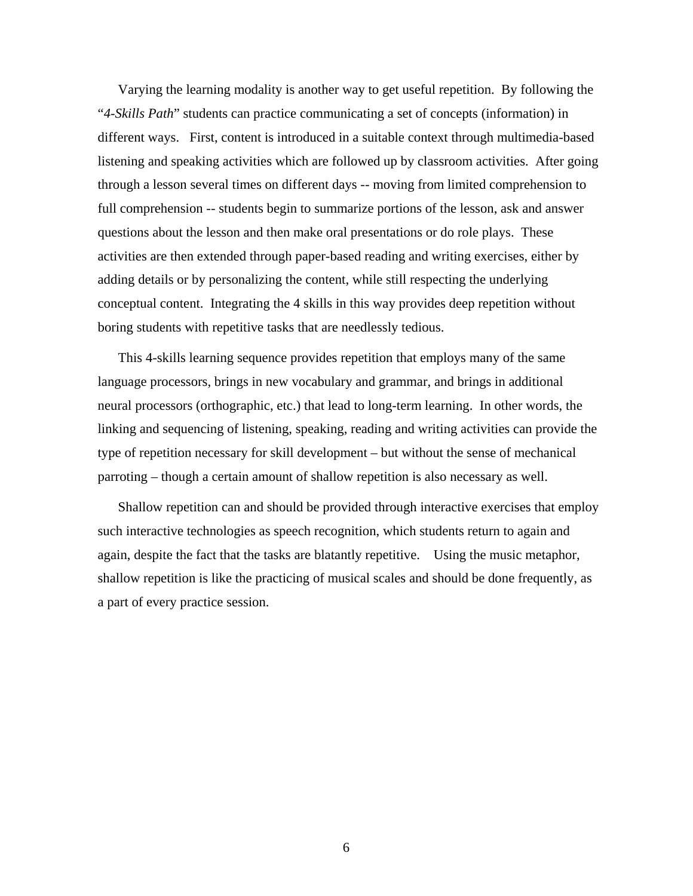Varying the learning modality is another way to get useful repetition. By following the "*4-Skills Path*" students can practice communicating a set of concepts (information) in different ways. First, content is introduced in a suitable context through multimedia-based listening and speaking activities which are followed up by classroom activities. After going through a lesson several times on different days -- moving from limited comprehension to full comprehension -- students begin to summarize portions of the lesson, ask and answer questions about the lesson and then make oral presentations or do role plays. These activities are then extended through paper-based reading and writing exercises, either by adding details or by personalizing the content, while still respecting the underlying conceptual content. Integrating the 4 skills in this way provides deep repetition without boring students with repetitive tasks that are needlessly tedious.

This 4-skills learning sequence provides repetition that employs many of the same language processors, brings in new vocabulary and grammar, and brings in additional neural processors (orthographic, etc.) that lead to long-term learning. In other words, the linking and sequencing of listening, speaking, reading and writing activities can provide the type of repetition necessary for skill development – but without the sense of mechanical parroting – though a certain amount of shallow repetition is also necessary as well.

Shallow repetition can and should be provided through interactive exercises that employ such interactive technologies as speech recognition, which students return to again and again, despite the fact that the tasks are blatantly repetitive. Using the music metaphor, shallow repetition is like the practicing of musical scales and should be done frequently, as a part of every practice session.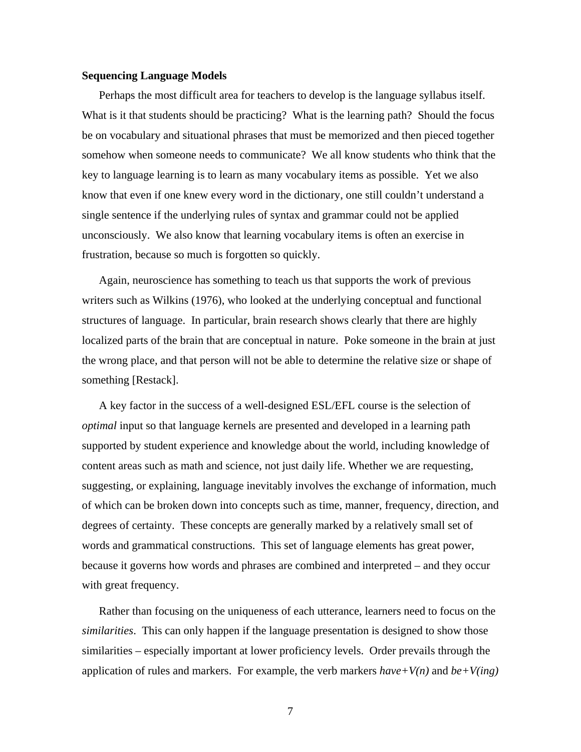**Sequencing Language Models**

Perhaps the most difficult area for teachers to develop is the language syllabus itself. What is it that students should be practicing? What is the learning path? Should the focus be on vocabulary and situational phrases that must be memorized and then pieced together somehow when someone needs to communicate? We all know students who think that the key to language learning is to learn as many vocabulary items as possible. Yet we also know that even if one knew every word in the dictionary, one still couldn't understand a single sentence if the underlying rules of syntax and grammar could not be applied unconsciously. We also know that learning vocabulary items is often an exercise in frustration, because so much is forgotten so quickly.

Again, neuroscience has something to teach us that supports the work of previous writers such as Wilkins (1976), who looked at the underlying conceptual and functional structures of language. In particular, brain research shows clearly that there are highly localized parts of the brain that are conceptual in nature. Poke someone in the brain at just the wrong place, and that person will not be able to determine the relative size or shape of something [Restack].

A key factor in the success of a well-designed ESL/EFL course is the selection of *optimal* input so that language kernels are presented and developed in a learning path supported by student experience and knowledge about the world, including knowledge of content areas such as math and science, not just daily life. Whether we are requesting, suggesting, or explaining, language inevitably involves the exchange of information, much of which can be broken down into concepts such as time, manner, frequency, direction, and degrees of certainty. These concepts are generally marked by a relatively small set of words and grammatical constructions. This set of language elements has great power, because it governs how words and phrases are combined and interpreted – and they occur with great frequency.

Rather than focusing on the uniqueness of each utterance, learners need to focus on the *similarities*. This can only happen if the language presentation is designed to show those similarities – especially important at lower proficiency levels. Order prevails through the application of rules and markers. For example, the verb markers *have+V(n)* and *be+V(ing)*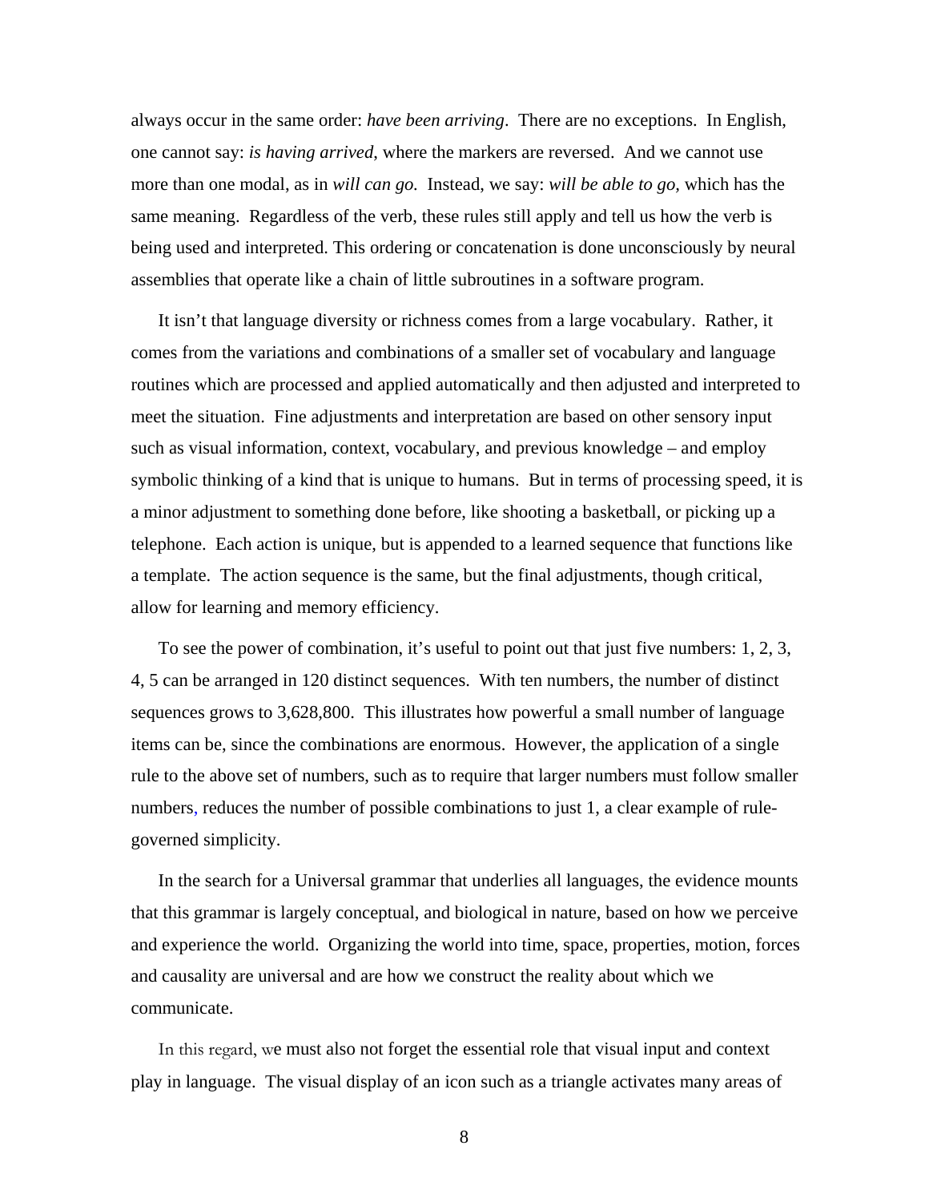always occur in the same order: *have been arriving*. There are no exceptions. In English, one cannot say: *is having arrived*, where the markers are reversed. And we cannot use more than one modal, as in *will can go.* Instead, we say: *will be able to go*, which has the same meaning. Regardless of the verb, these rules still apply and tell us how the verb is being used and interpreted. This ordering or concatenation is done unconsciously by neural assemblies that operate like a chain of little subroutines in a software program.

It isn't that language diversity or richness comes from a large vocabulary. Rather, it comes from the variations and combinations of a smaller set of vocabulary and language routines which are processed and applied automatically and then adjusted and interpreted to meet the situation. Fine adjustments and interpretation are based on other sensory input such as visual information, context, vocabulary, and previous knowledge – and employ symbolic thinking of a kind that is unique to humans. But in terms of processing speed, it is a minor adjustment to something done before, like shooting a basketball, or picking up a telephone. Each action is unique, but is appended to a learned sequence that functions like a template. The action sequence is the same, but the final adjustments, though critical, allow for learning and memory efficiency.

To see the power of combination, it's useful to point out that just five numbers: 1, 2, 3, 4, 5 can be arranged in 120 distinct sequences. With ten numbers, the number of distinct sequences grows to 3,628,800. This illustrates how powerful a small number of language items can be, since the combinations are enormous. However, the application of a single rule to the above set of numbers, such as to require that larger numbers must follow smaller numbers, reduces the number of possible combinations to just 1, a clear example of rule-governed simplicity.

In the search for a Universal grammar that underlies all languages, the evidence mounts that this grammar is largely conceptual, and biological in nature, based on how we perceive and experience the world. Organizing the world into time, space, properties, motion, forces and causality are universal and are how we construct the reality about which we communicate.

In this regard, we must also not forget the essential role that visual input and context play in language. The visual display of an icon such as a triangle activates many areas of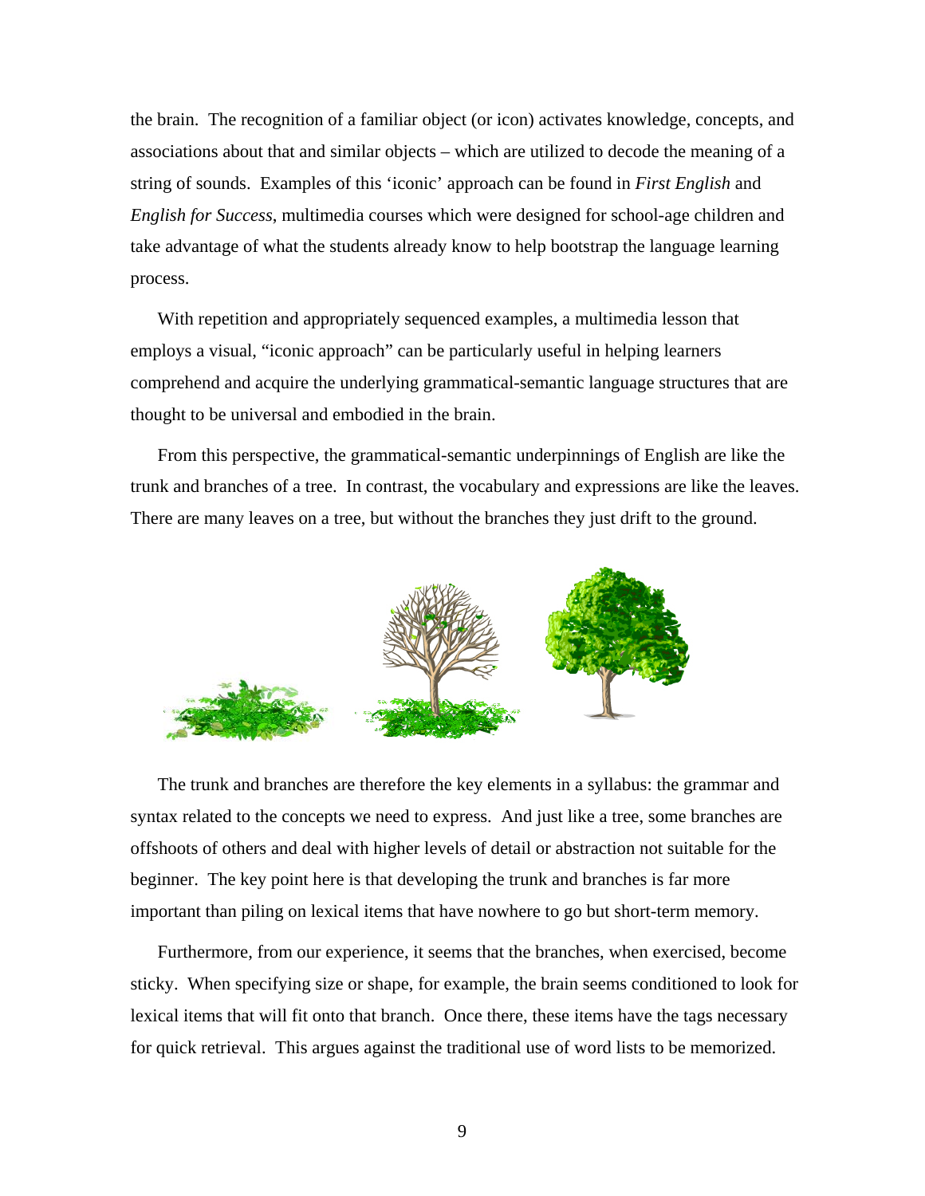the brain. The recognition of a familiar object (or icon) activates knowledge, concepts, and associations about that and similar objects – which are utilized to decode the meaning of a string of sounds. Examples of this 'iconic' approach can be found in *First English* and *English for Success*, multimedia courses which were designed for school-age children and take advantage of what the students already know to help bootstrap the language learning process.

With repetition and appropriately sequenced examples, a multimedia lesson that employs a visual, "iconic approach" can be particularly useful in helping learners comprehend and acquire the underlying grammatical-semantic language structures that are thought to be universal and embodied in the brain.

From this perspective, the grammatical-semantic underpinnings of English are like the trunk and branches of a tree. In contrast, the vocabulary and expressions are like the leaves. There are many leaves on a tree, but without the branches they just drift to the ground.

The trunk and branches are therefore the key elements in a syllabus: the grammar and syntax related to the concepts we need to express. And just like a tree, some branches are offshoots of others and deal with higher levels of detail or abstraction not suitable for the beginner. The key point here is that developing the trunk and branches is far more important than piling on lexical items that have nowhere to go but short-term memory.

Furthermore, from our experience, it seems that the branches, when exercised, become sticky. When specifying size or shape, for example, the brain seems conditioned to look for lexical items that will fit onto that branch. Once there, these items have the tags necessary for quick retrieval. This argues against the traditional use of word lists to be memorized.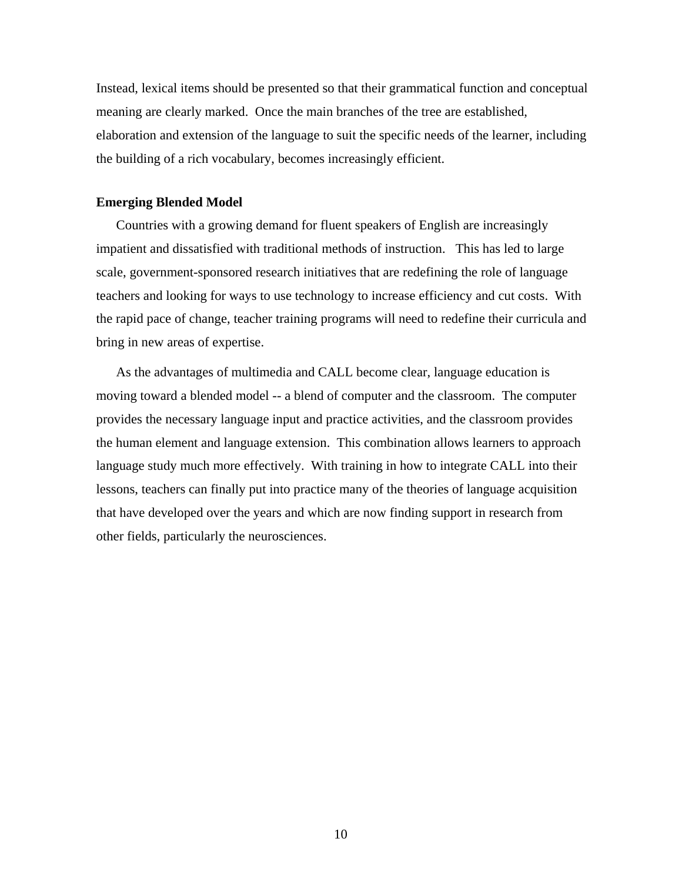Instead, lexical items should be presented so that their grammatical function and conceptual meaning are clearly marked. Once the main branches of the tree are established, elaboration and extension of the language to suit the specific needs of the learner, including the building of a rich vocabulary, becomes increasingly efficient.

**Emerging Blended Model**

Countries with a growing demand for fluent speakers of English are increasingly impatient and dissatisfied with traditional methods of instruction. This has led to large scale, government-sponsored research initiatives that are redefining the role of language teachers and looking for ways to use technology to increase efficiency and cut costs. With the rapid pace of change, teacher training programs will need to redefine their curricula and bring in new areas of expertise.

As the advantages of multimedia and CALL become clear, language education is moving toward a blended model -- a blend of computer and the classroom. The computer provides the necessary language input and practice activities, and the classroom provides the human element and language extension. This combination allows learners to approach language study much more effectively. With training in how to integrate CALL into their lessons, teachers can finally put into practice many of the theories of language acquisition that have developed over the years and which are now finding support in research from other fields, particularly the neurosciences.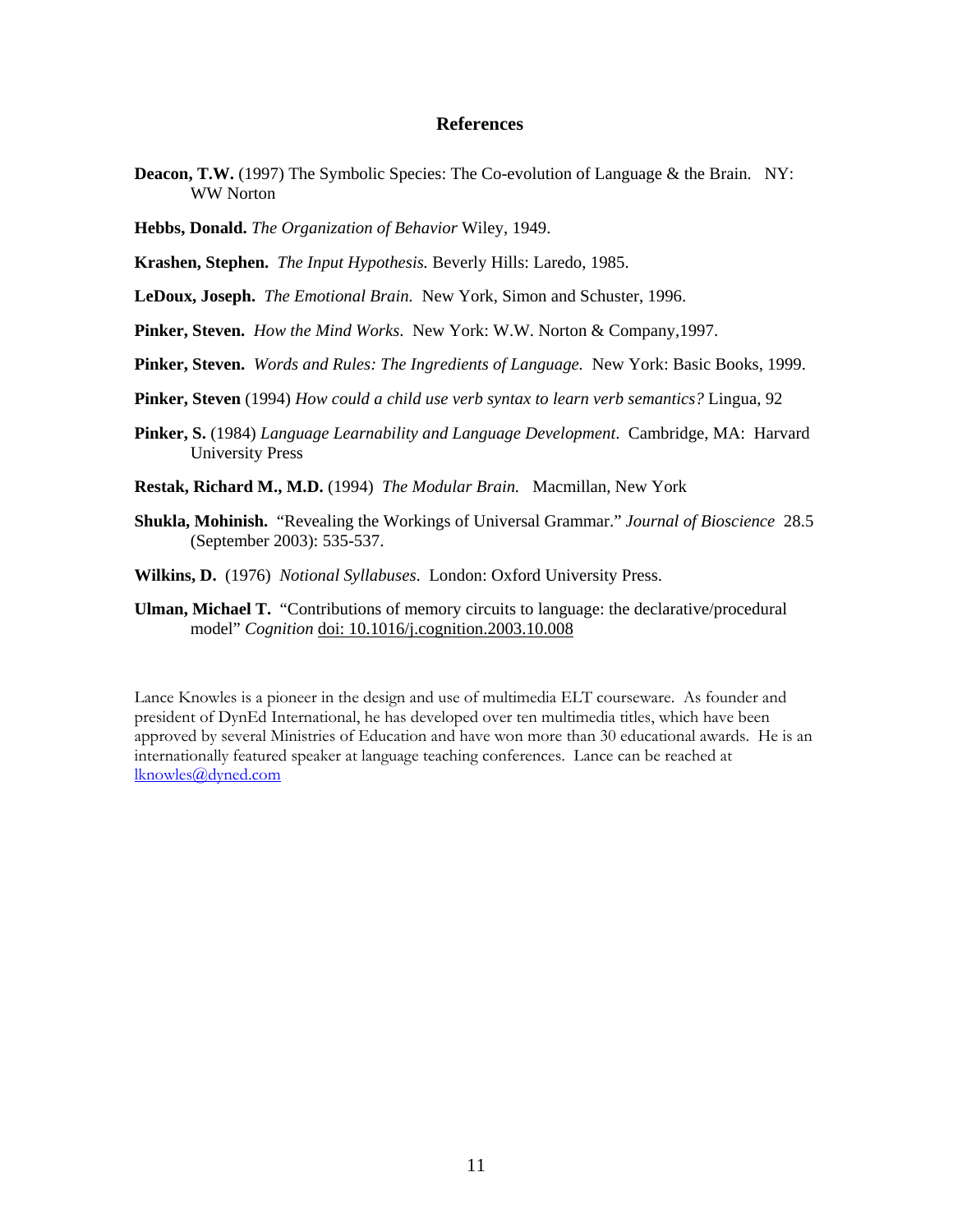## References

**Deacon, T.W.** (1997) The Symbolic Species: The Co-evolution of Language & the Brain. NY: WW Norton

**Hebbs, Donald.** *The Organization of Behavior* Wiley, 1949.

**Krashen, Stephen.** *The Input Hypothesis.* Beverly Hills: Laredo, 1985.

**LeDoux, Joseph.** *The Emotional Brain.* New York, Simon and Schuster, 1996.

**Pinker, Steven.** *How the Mind Works*. New York: W.W. Norton & Company,1997.

**Pinker, Steven.** *Words and Rules: The Ingredients of Language.* New York: Basic Books, 1999.

**Pinker, Steven** (1994) *How could a child use verb syntax to learn verb semantics?* Lingua, 92

**Pinker, S.** (1984) *Language Learnability and Language Development*. Cambridge, MA: Harvard University Press

**Restak, Richard M., M.D.** (1994) *The Modular Brain.* Macmillan, New York

**Shukla, Mohinish.** "Revealing the Workings of Universal Grammar." *Journal of Bioscience* 28.5 (September 2003): 535-537.

**Wilkins, D.** (1976) *Notional Syllabuses*. London: Oxford University Press.

**Ulman, Michael T.** "Contributions of memory circuits to language: the declarative/procedural model" *Cognition* doi: 10.1016/j.cognition.2003.10.008

Lance Knowles is a pioneer in the design and use of multimedia ELT courseware. As founder and president of DynEd International, he has developed over ten multimedia titles, which have been approved by several Ministries of Education and have won more than 30 educational awards. He is an internationally featured speaker at language teaching conferences. Lance can be reached at lknowles@dyned.com